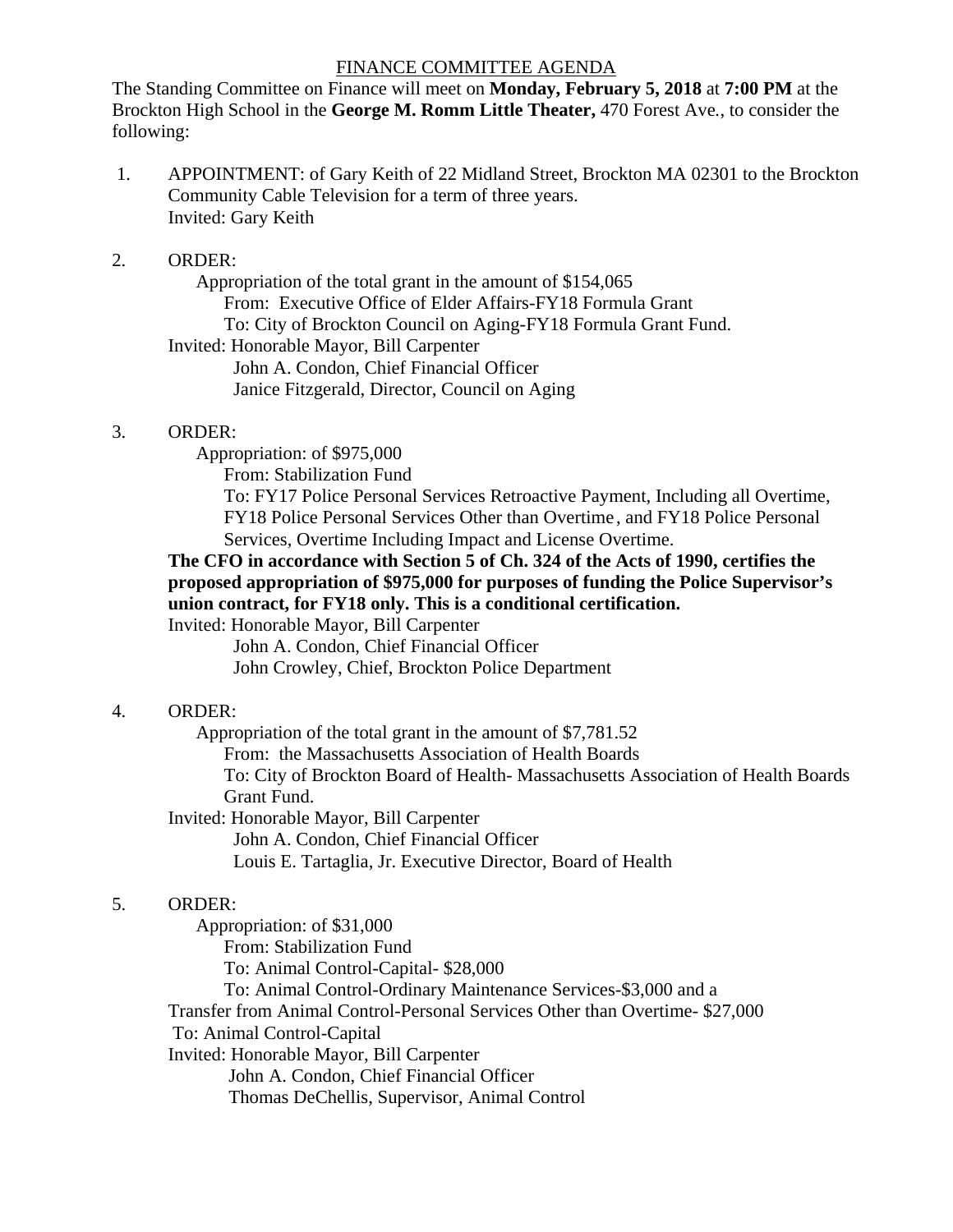# FINANCE COMMITTEE AGENDA

The Standing Committee on Finance will meet on **Monday, February 5, 2018** at **7:00 PM** at the Brockton High School in the **George M. Romm Little Theater,** 470 Forest Ave., to consider the following:

1. APPOINTMENT: of Gary Keith of 22 Midland Street, Brockton MA 02301 to the Brockton Community Cable Television for a term of three years.
   Invited: Gary Keith

2. ORDER:
   Appropriation of the total grant in the amount of $154,065
   From: Executive Office of Elder Affairs-FY18 Formula Grant
   To: City of Brockton Council on Aging-FY18 Formula Grant Fund.
   Invited: Honorable Mayor, Bill Carpenter
   John A. Condon, Chief Financial Officer
   Janice Fitzgerald, Director, Council on Aging

3. ORDER:
   Appropriation: of $975,000
   From: Stabilization Fund
   To: FY17 Police Personal Services Retroactive Payment, Including all Overtime, FY18 Police Personal Services Other than Overtime, and FY18 Police Personal Services, Overtime Including Impact and License Overtime.
   **The CFO in accordance with Section 5 of Ch. 324 of the Acts of 1990, certifies the proposed appropriation of $975,000 for purposes of funding the Police Supervisor's union contract, for FY18 only. This is a conditional certification.**
   Invited: Honorable Mayor, Bill Carpenter
   John A. Condon, Chief Financial Officer
   John Crowley, Chief, Brockton Police Department

4. ORDER:
   Appropriation of the total grant in the amount of $7,781.52
   From: the Massachusetts Association of Health Boards
   To: City of Brockton Board of Health- Massachusetts Association of Health Boards Grant Fund.
   Invited: Honorable Mayor, Bill Carpenter
   John A. Condon, Chief Financial Officer
   Louis E. Tartaglia, Jr. Executive Director, Board of Health

5. ORDER:
   Appropriation: of $31,000
   From: Stabilization Fund
   To: Animal Control-Capital- $28,000
   To: Animal Control-Ordinary Maintenance Services-$3,000 and a
   Transfer from Animal Control-Personal Services Other than Overtime- $27,000
   To: Animal Control-Capital
   Invited: Honorable Mayor, Bill Carpenter
   John A. Condon, Chief Financial Officer
   Thomas DeChellis, Supervisor, Animal Control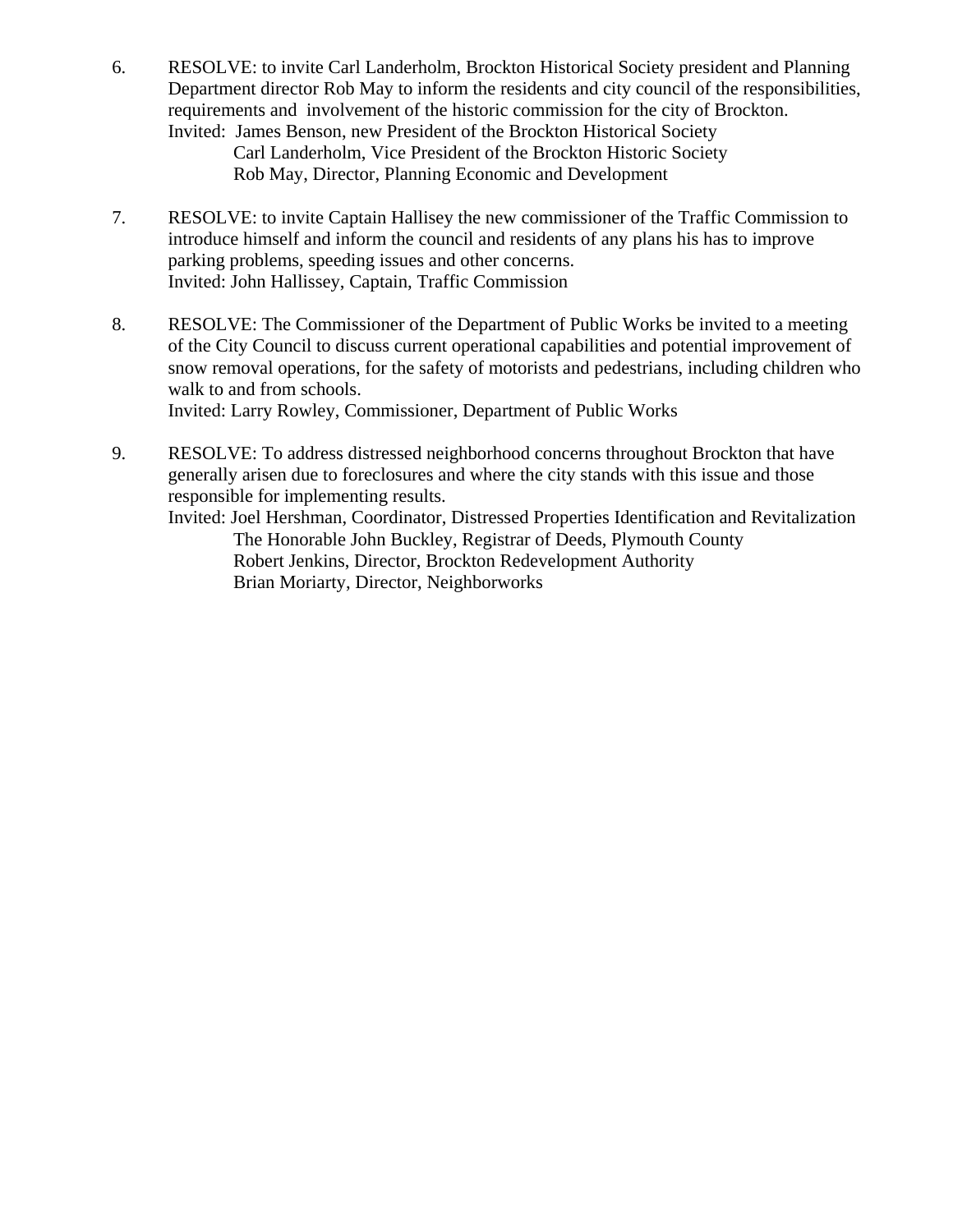6. RESOLVE: to invite Carl Landerholm, Brockton Historical Society president and Planning Department director Rob May to inform the residents and city council of the responsibilities, requirements and involvement of the historic commission for the city of Brockton.
   Invited: James Benson, new President of the Brockton Historical Society
   Carl Landerholm, Vice President of the Brockton Historic Society
   Rob May, Director, Planning Economic and Development

7. RESOLVE: to invite Captain Hallisey the new commissioner of the Traffic Commission to introduce himself and inform the council and residents of any plans his has to improve parking problems, speeding issues and other concerns.
   Invited: John Hallissey, Captain, Traffic Commission

8. RESOLVE: The Commissioner of the Department of Public Works be invited to a meeting of the City Council to discuss current operational capabilities and potential improvement of snow removal operations, for the safety of motorists and pedestrians, including children who walk to and from schools.
   Invited: Larry Rowley, Commissioner, Department of Public Works

9. RESOLVE: To address distressed neighborhood concerns throughout Brockton that have generally arisen due to foreclosures and where the city stands with this issue and those responsible for implementing results.
   Invited: Joel Hershman, Coordinator, Distressed Properties Identification and Revitalization
   The Honorable John Buckley, Registrar of Deeds, Plymouth County
   Robert Jenkins, Director, Brockton Redevelopment Authority
   Brian Moriarty, Director, Neighborworks